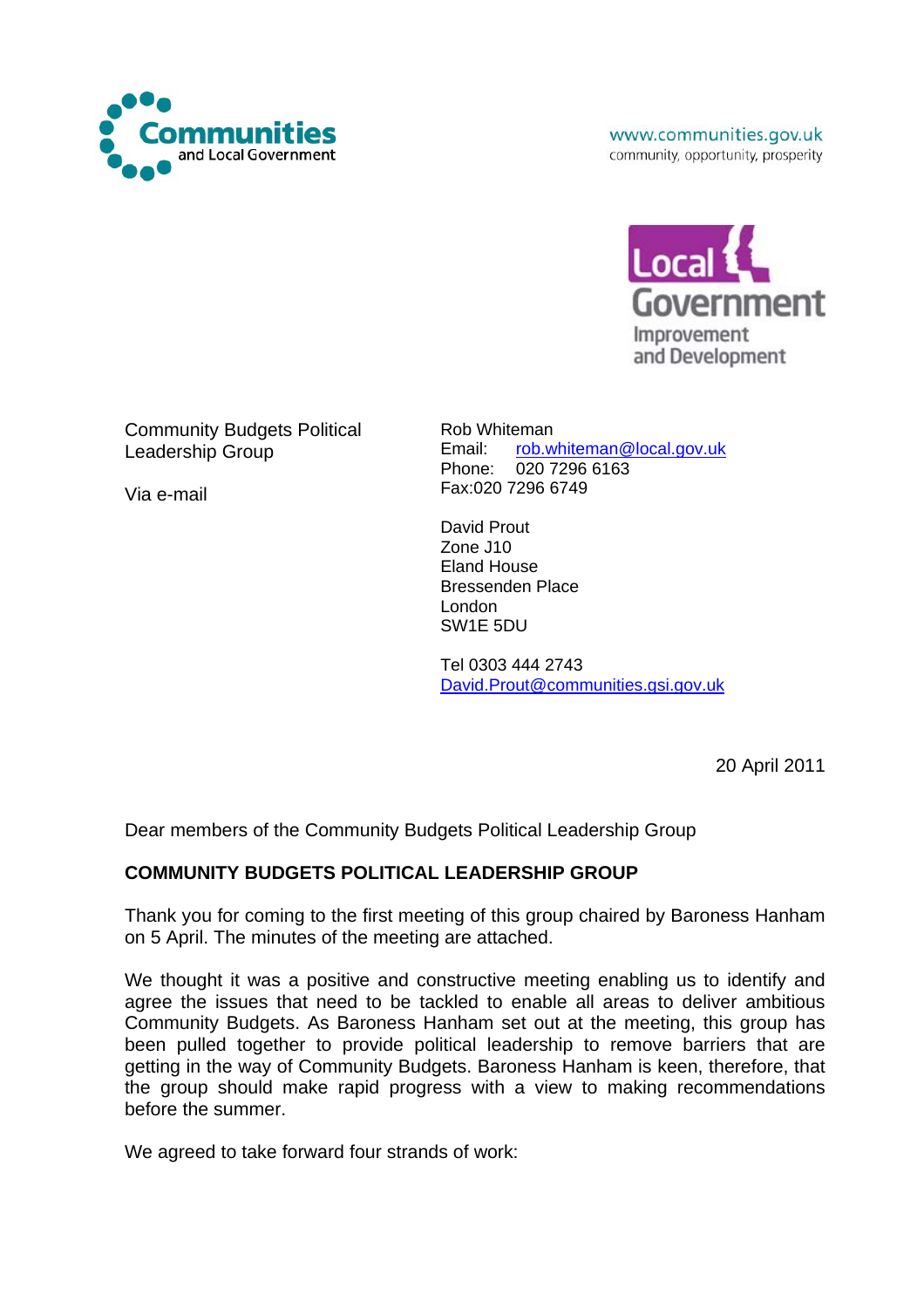Communities and Local Government

www.communities.gov.uk
community, opportunity, prosperity

Local Government Improvement and Development

Community Budgets Political Leadership Group

Via e-mail

Rob Whiteman
Email: rob.whiteman@local.gov.uk
Phone: 020 7296 6163
Fax:020 7296 6749

David Prout
Zone J10
Eland House
Bressenden Place
London
SW1E 5DU

Tel 0303 444 2743
David.Prout@communities.gsi.gov.uk

20 April 2011

Dear members of the Community Budgets Political Leadership Group

**COMMUNITY BUDGETS POLITICAL LEADERSHIP GROUP**

Thank you for coming to the first meeting of this group chaired by Baroness Hanham on 5 April. The minutes of the meeting are attached.

We thought it was a positive and constructive meeting enabling us to identify and agree the issues that need to be tackled to enable all areas to deliver ambitious Community Budgets. As Baroness Hanham set out at the meeting, this group has been pulled together to provide political leadership to remove barriers that are getting in the way of Community Budgets. Baroness Hanham is keen, therefore, that the group should make rapid progress with a view to making recommendations before the summer.

We agreed to take forward four strands of work: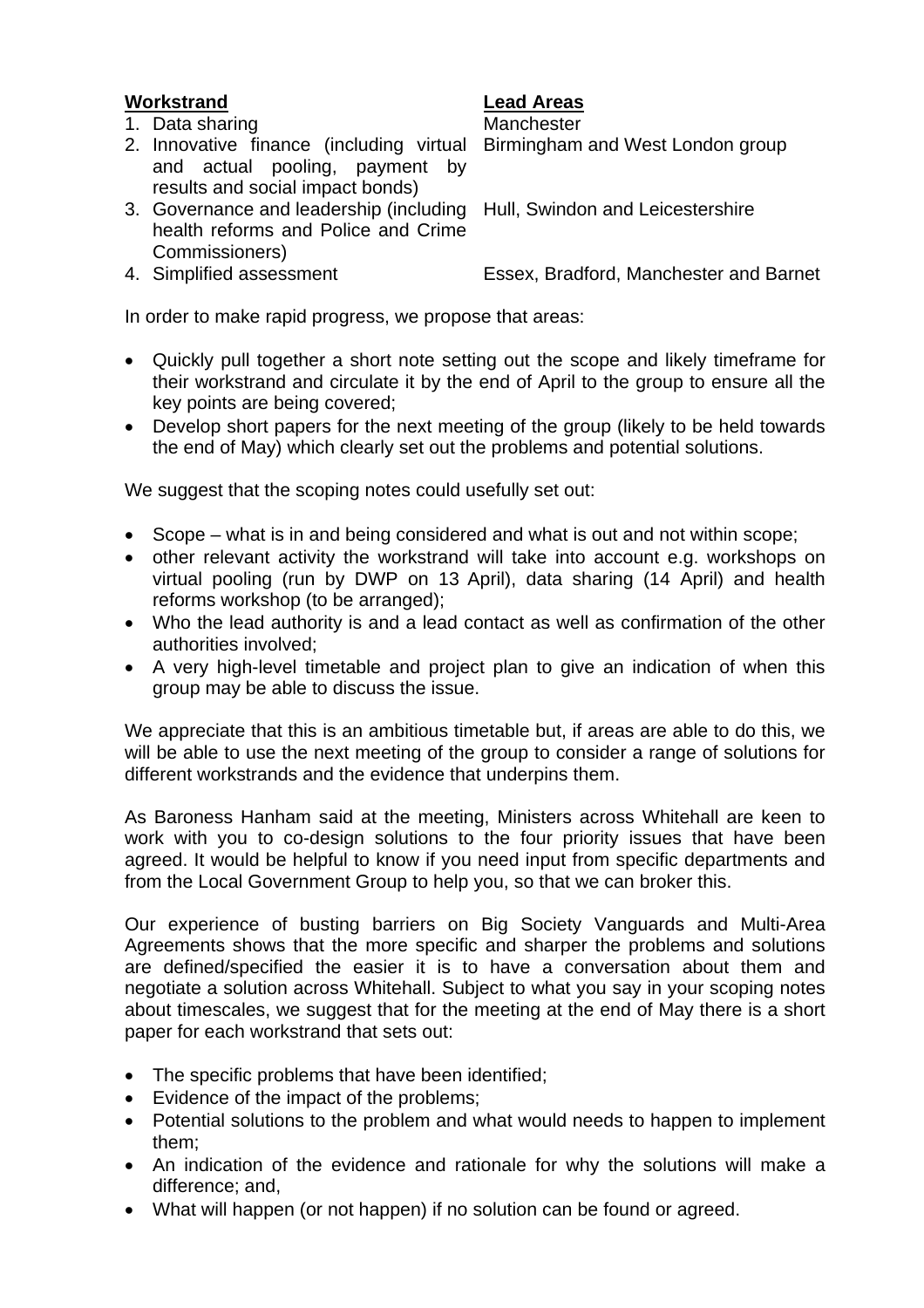| **Workstrand** | **Lead Areas** |
|---|---|
| 1. Data sharing | Manchester |
| 2. Innovative finance (including virtual and actual pooling, payment by results and social impact bonds) | Birmingham and West London group |
| 3. Governance and leadership (including health reforms and Police and Crime Commissioners) | Hull, Swindon and Leicestershire |
| 4. Simplified assessment | Essex, Bradford, Manchester and Barnet |

In order to make rapid progress, we propose that areas:

- Quickly pull together a short note setting out the scope and likely timeframe for their workstrand and circulate it by the end of April to the group to ensure all the key points are being covered;
- Develop short papers for the next meeting of the group (likely to be held towards the end of May) which clearly set out the problems and potential solutions.

We suggest that the scoping notes could usefully set out:

- Scope – what is in and being considered and what is out and not within scope;
- other relevant activity the workstrand will take into account e.g. workshops on virtual pooling (run by DWP on 13 April), data sharing (14 April) and health reforms workshop (to be arranged);
- Who the lead authority is and a lead contact as well as confirmation of the other authorities involved;
- A very high-level timetable and project plan to give an indication of when this group may be able to discuss the issue.

We appreciate that this is an ambitious timetable but, if areas are able to do this, we will be able to use the next meeting of the group to consider a range of solutions for different workstrands and the evidence that underpins them.

As Baroness Hanham said at the meeting, Ministers across Whitehall are keen to work with you to co-design solutions to the four priority issues that have been agreed. It would be helpful to know if you need input from specific departments and from the Local Government Group to help you, so that we can broker this.

Our experience of busting barriers on Big Society Vanguards and Multi-Area Agreements shows that the more specific and sharper the problems and solutions are defined/specified the easier it is to have a conversation about them and negotiate a solution across Whitehall. Subject to what you say in your scoping notes about timescales, we suggest that for the meeting at the end of May there is a short paper for each workstrand that sets out:

- The specific problems that have been identified;
- Evidence of the impact of the problems;
- Potential solutions to the problem and what would needs to happen to implement them;
- An indication of the evidence and rationale for why the solutions will make a difference; and,
- What will happen (or not happen) if no solution can be found or agreed.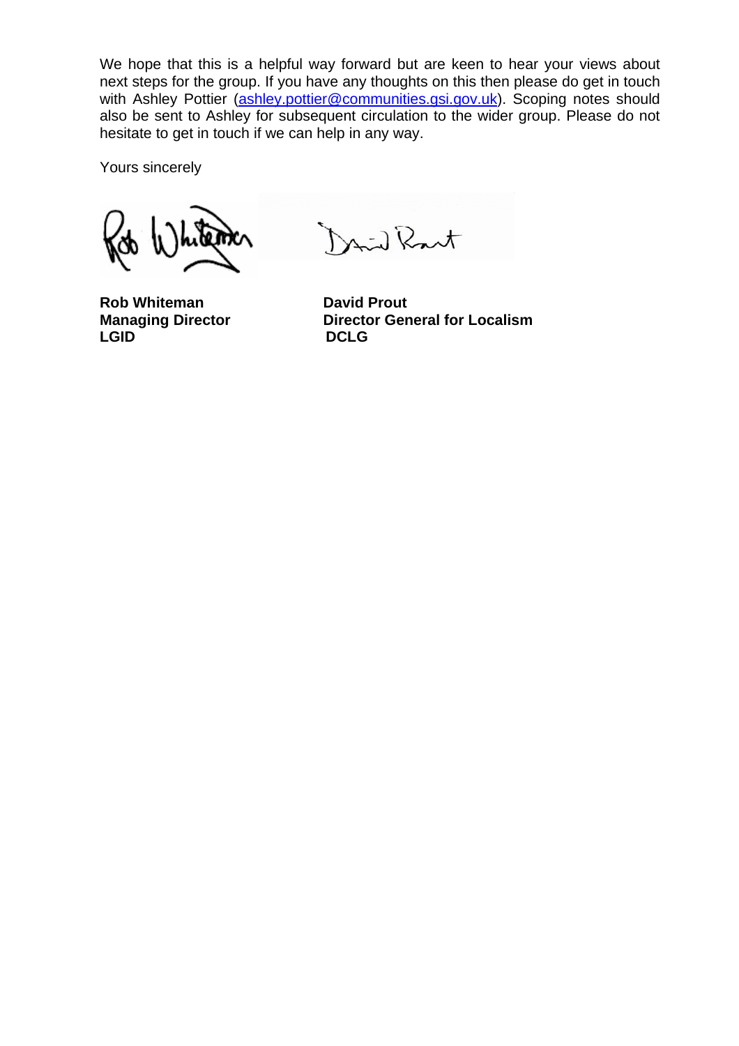We hope that this is a helpful way forward but are keen to hear your views about next steps for the group. If you have any thoughts on this then please do get in touch with Ashley Pottier (ashley.pottier@communities.gsi.gov.uk). Scoping notes should also be sent to Ashley for subsequent circulation to the wider group. Please do not hesitate to get in touch if we can help in any way.

Yours sincerely

**Rob Whiteman**
**Managing Director**
**LGID**

**David Prout**
**Director General for Localism**
**DCLG**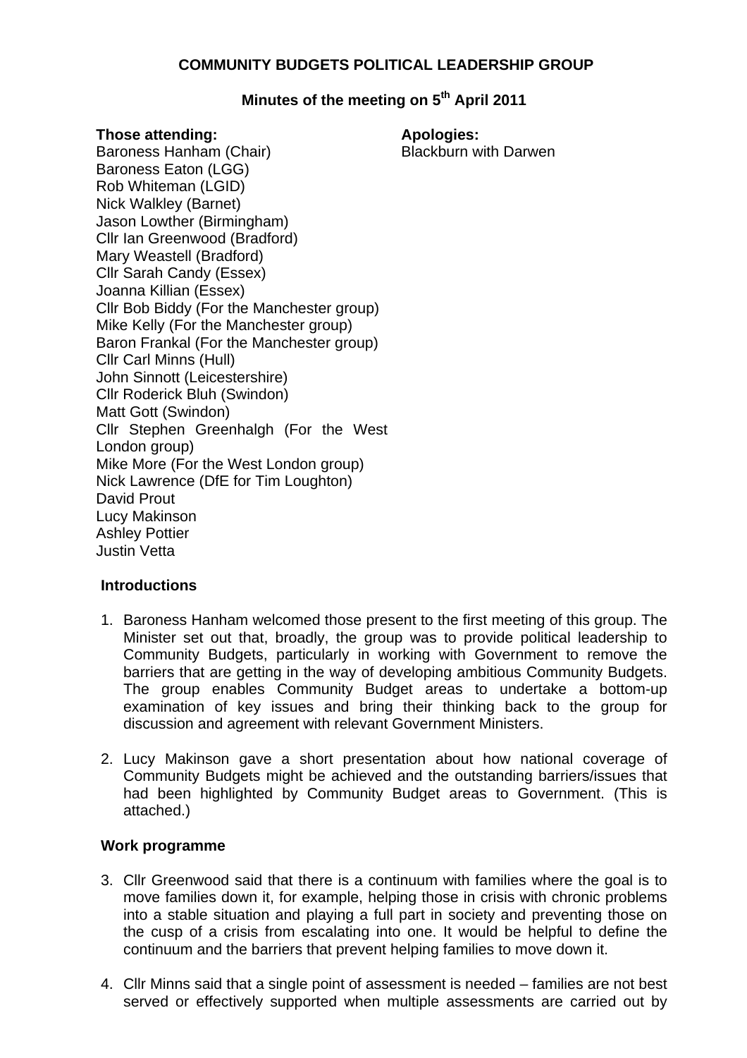**COMMUNITY BUDGETS POLITICAL LEADERSHIP GROUP**

**Minutes of the meeting on 5th April 2011**

**Those attending:**

Baroness Hanham (Chair)
Baroness Eaton (LGG)
Rob Whiteman (LGID)
Nick Walkley (Barnet)
Jason Lowther (Birmingham)
Cllr Ian Greenwood (Bradford)
Mary Weastell (Bradford)
Cllr Sarah Candy (Essex)
Joanna Killian (Essex)
Cllr Bob Biddy (For the Manchester group)
Mike Kelly (For the Manchester group)
Baron Frankal (For the Manchester group)
Cllr Carl Minns (Hull)
John Sinnott (Leicestershire)
Cllr Roderick Bluh (Swindon)
Matt Gott (Swindon)
Cllr Stephen Greenhalgh (For the West London group)
Mike More (For the West London group)
Nick Lawrence (DfE for Tim Loughton)
David Prout
Lucy Makinson
Ashley Pottier
Justin Vetta

**Apologies:**

Blackburn with Darwen

**Introductions**

1. Baroness Hanham welcomed those present to the first meeting of this group. The Minister set out that, broadly, the group was to provide political leadership to Community Budgets, particularly in working with Government to remove the barriers that are getting in the way of developing ambitious Community Budgets. The group enables Community Budget areas to undertake a bottom-up examination of key issues and bring their thinking back to the group for discussion and agreement with relevant Government Ministers.

2. Lucy Makinson gave a short presentation about how national coverage of Community Budgets might be achieved and the outstanding barriers/issues that had been highlighted by Community Budget areas to Government. (This is attached.)

**Work programme**

3. Cllr Greenwood said that there is a continuum with families where the goal is to move families down it, for example, helping those in crisis with chronic problems into a stable situation and playing a full part in society and preventing those on the cusp of a crisis from escalating into one. It would be helpful to define the continuum and the barriers that prevent helping families to move down it.

4. Cllr Minns said that a single point of assessment is needed – families are not best served or effectively supported when multiple assessments are carried out by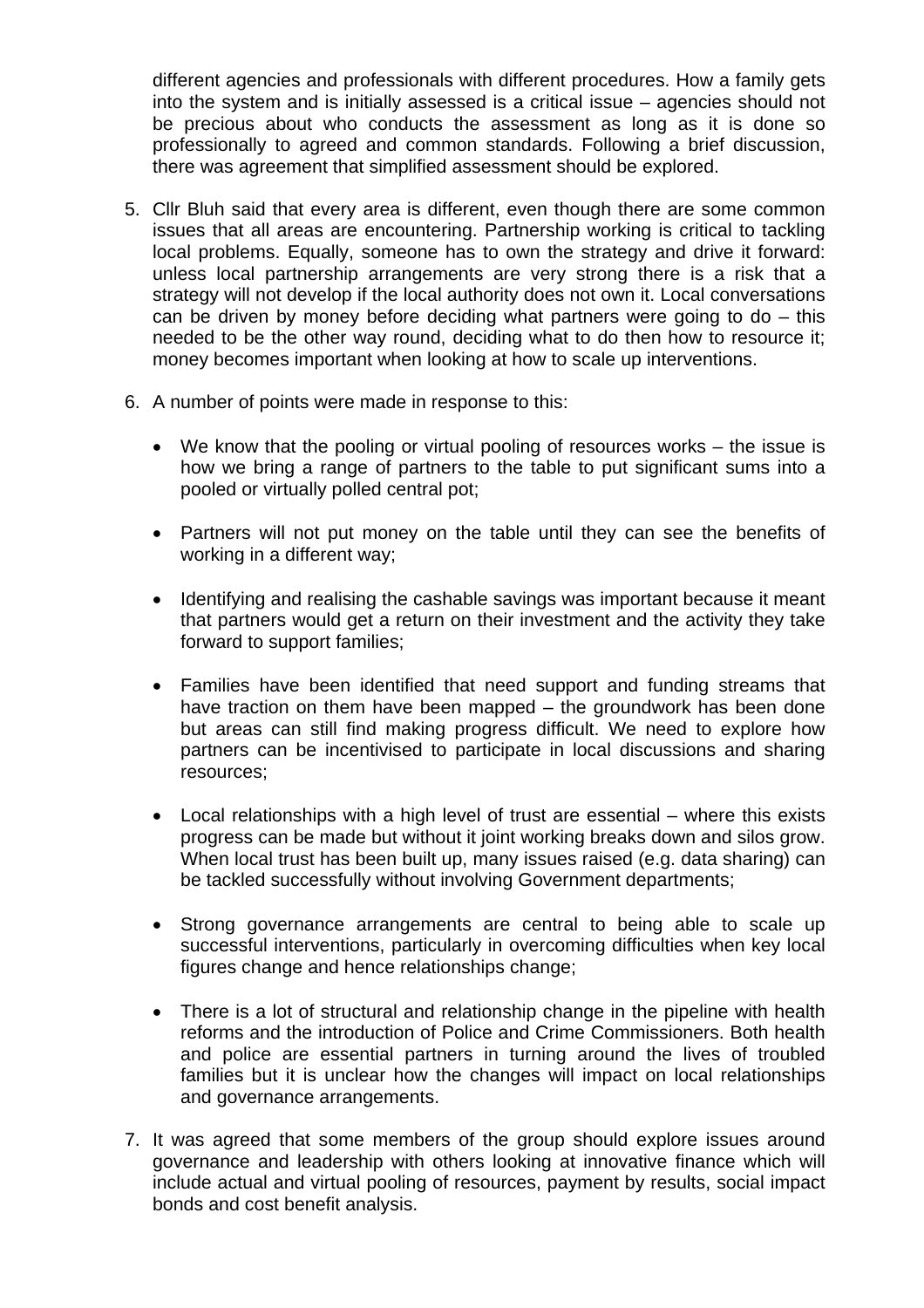different agencies and professionals with different procedures. How a family gets into the system and is initially assessed is a critical issue – agencies should not be precious about who conducts the assessment as long as it is done so professionally to agreed and common standards. Following a brief discussion, there was agreement that simplified assessment should be explored.

5. Cllr Bluh said that every area is different, even though there are some common issues that all areas are encountering. Partnership working is critical to tackling local problems. Equally, someone has to own the strategy and drive it forward: unless local partnership arrangements are very strong there is a risk that a strategy will not develop if the local authority does not own it. Local conversations can be driven by money before deciding what partners were going to do – this needed to be the other way round, deciding what to do then how to resource it; money becomes important when looking at how to scale up interventions.

6. A number of points were made in response to this:

   - We know that the pooling or virtual pooling of resources works – the issue is how we bring a range of partners to the table to put significant sums into a pooled or virtually polled central pot;

   - Partners will not put money on the table until they can see the benefits of working in a different way;

   - Identifying and realising the cashable savings was important because it meant that partners would get a return on their investment and the activity they take forward to support families;

   - Families have been identified that need support and funding streams that have traction on them have been mapped – the groundwork has been done but areas can still find making progress difficult. We need to explore how partners can be incentivised to participate in local discussions and sharing resources;

   - Local relationships with a high level of trust are essential – where this exists progress can be made but without it joint working breaks down and silos grow. When local trust has been built up, many issues raised (e.g. data sharing) can be tackled successfully without involving Government departments;

   - Strong governance arrangements are central to being able to scale up successful interventions, particularly in overcoming difficulties when key local figures change and hence relationships change;

   - There is a lot of structural and relationship change in the pipeline with health reforms and the introduction of Police and Crime Commissioners. Both health and police are essential partners in turning around the lives of troubled families but it is unclear how the changes will impact on local relationships and governance arrangements.

7. It was agreed that some members of the group should explore issues around governance and leadership with others looking at innovative finance which will include actual and virtual pooling of resources, payment by results, social impact bonds and cost benefit analysis.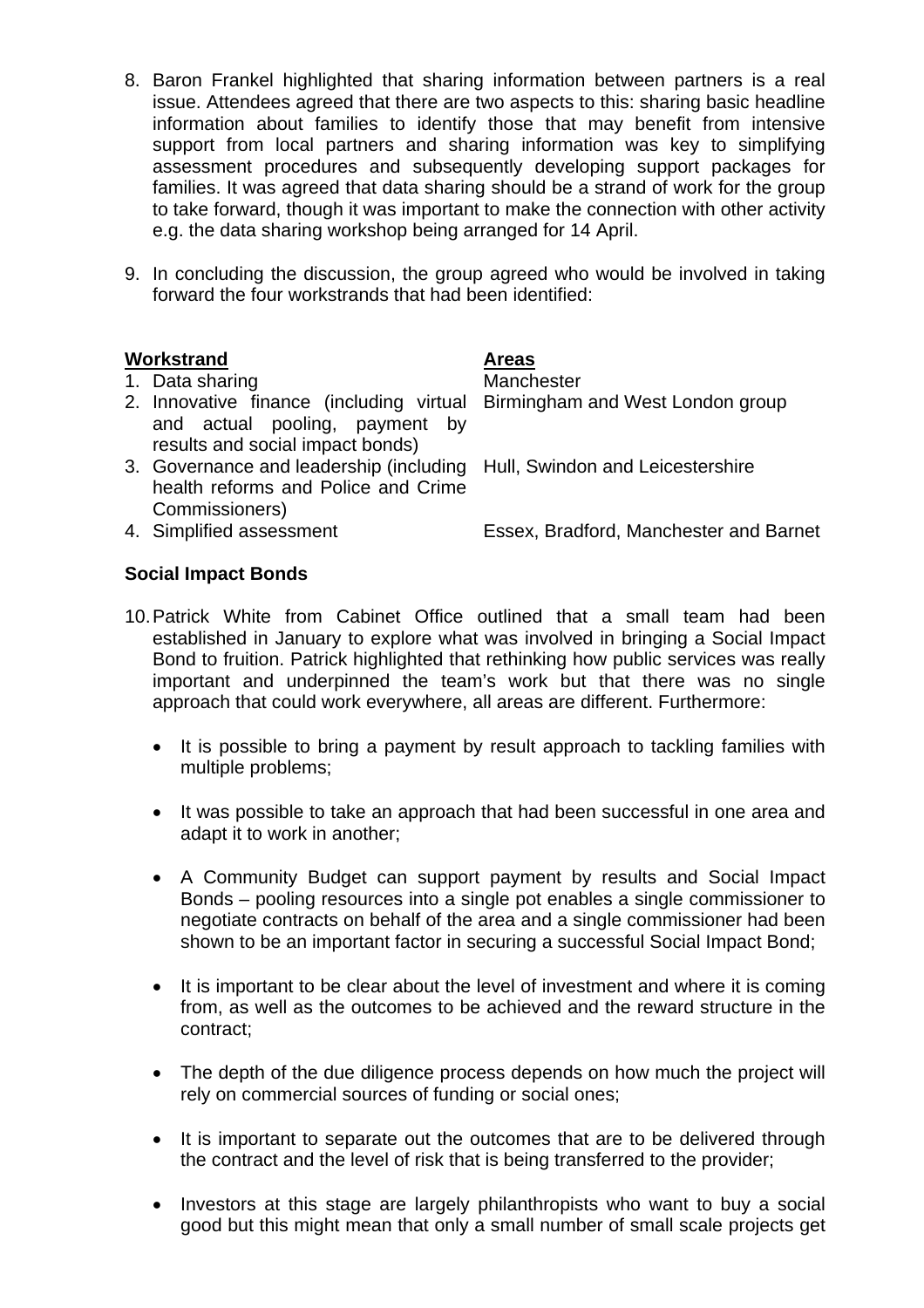8. Baron Frankel highlighted that sharing information between partners is a real issue. Attendees agreed that there are two aspects to this: sharing basic headline information about families to identify those that may benefit from intensive support from local partners and sharing information was key to simplifying assessment procedures and subsequently developing support packages for families. It was agreed that data sharing should be a strand of work for the group to take forward, though it was important to make the connection with other activity e.g. the data sharing workshop being arranged for 14 April.

9. In concluding the discussion, the group agreed who would be involved in taking forward the four workstrands that had been identified:

| Workstrand | Areas |
|---|---|
| 1. Data sharing | Manchester |
| 2. Innovative finance (including virtual and actual pooling, payment by results and social impact bonds) | Birmingham and West London group |
| 3. Governance and leadership (including health reforms and Police and Crime Commissioners) | Hull, Swindon and Leicestershire |
| 4. Simplified assessment | Essex, Bradford, Manchester and Barnet |

**Social Impact Bonds**

10. Patrick White from Cabinet Office outlined that a small team had been established in January to explore what was involved in bringing a Social Impact Bond to fruition. Patrick highlighted that rethinking how public services was really important and underpinned the team's work but that there was no single approach that could work everywhere, all areas are different. Furthermore:

   - It is possible to bring a payment by result approach to tackling families with multiple problems;

   - It was possible to take an approach that had been successful in one area and adapt it to work in another;

   - A Community Budget can support payment by results and Social Impact Bonds – pooling resources into a single pot enables a single commissioner to negotiate contracts on behalf of the area and a single commissioner had been shown to be an important factor in securing a successful Social Impact Bond;

   - It is important to be clear about the level of investment and where it is coming from, as well as the outcomes to be achieved and the reward structure in the contract;

   - The depth of the due diligence process depends on how much the project will rely on commercial sources of funding or social ones;

   - It is important to separate out the outcomes that are to be delivered through the contract and the level of risk that is being transferred to the provider;

   - Investors at this stage are largely philanthropists who want to buy a social good but this might mean that only a small number of small scale projects get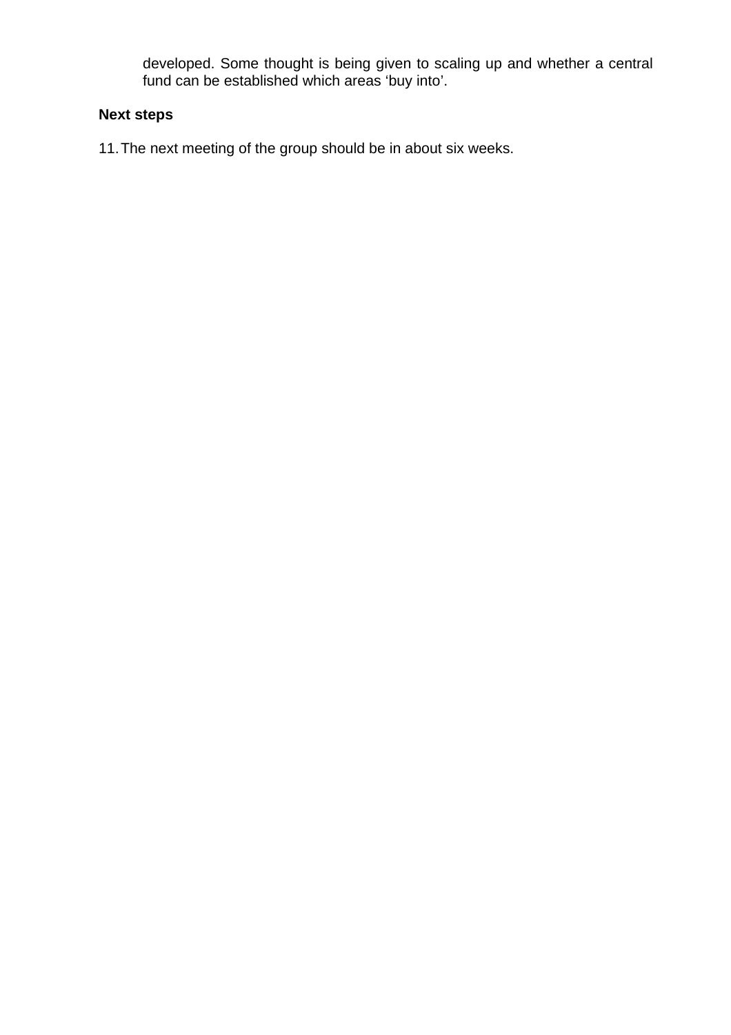developed. Some thought is being given to scaling up and whether a central fund can be established which areas 'buy into'.

**Next steps**

11. The next meeting of the group should be in about six weeks.